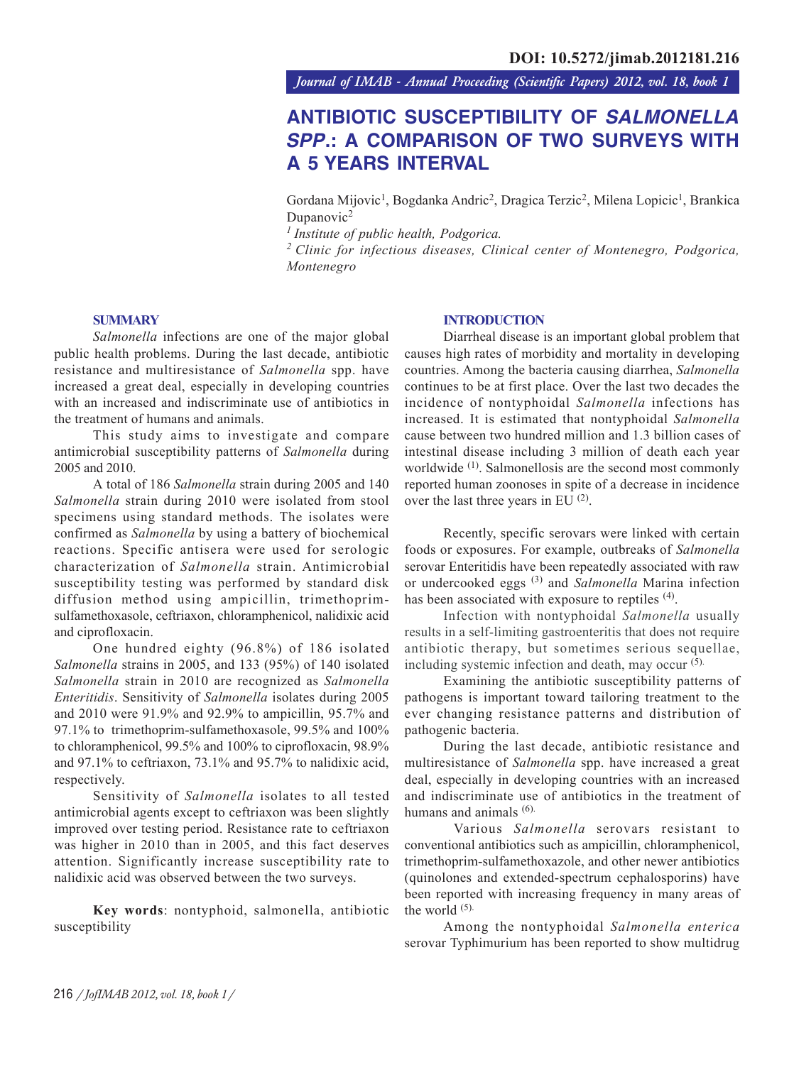DOI: 10.5272/jimab.2012181.216

# ANTIBIOTIC SUSCEPTIBILITY OF *SALMONELLA SPP.*: A COMPARISON OF TWO SURVEYS WITH A 5 YEARS INTERVAL

Gordana Mijovic[1], Bogdanka Andric[2], Dragica Terzic[2], Milena Lopicic[1], Brankica Dupanovic[2]

*[1] Institute of public health, Podgorica.*

*[2] Clinic for infectious diseases, Clinical center of Montenegro, Podgorica, Montenegro*

## SUMMARY

*Salmonella* infections are one of the major global public health problems. During the last decade, antibiotic resistance and multiresistance of *Salmonella* spp. have increased a great deal, especially in developing countries with an increased and indiscriminate use of antibiotics in the treatment of humans and animals.

This study aims to investigate and compare antimicrobial susceptibility patterns of *Salmonella* during 2005 and 2010.

A total of 186 *Salmonella* strain during 2005 and 140 *Salmonella* strain during 2010 were isolated from stool specimens using standard methods. The isolates were confirmed as *Salmonella* by using a battery of biochemical reactions. Specific antisera were used for serologic characterization of *Salmonella* strain. Antimicrobial susceptibility testing was performed by standard disk diffusion method using ampicillin, trimethoprim-sulfamethoxasole, ceftriaxon, chloramphenicol, nalidixic acid and ciprofloxacin.

One hundred eighty (96.8%) of 186 isolated *Salmonella* strains in 2005, and 133 (95%) of 140 isolated *Salmonella* strain in 2010 are recognized as *Salmonella Enteritidis*. Sensitivity of *Salmonella* isolates during 2005 and 2010 were 91.9% and 92.9% to ampicillin, 95.7% and 97.1% to trimethoprim-sulfamethoxasole, 99.5% and 100% to chloramphenicol, 99.5% and 100% to ciprofloxacin, 98.9% and 97.1% to ceftriaxon, 73.1% and 95.7% to nalidixic acid, respectively.

Sensitivity of *Salmonella* isolates to all tested antimicrobial agents except to ceftriaxon was been slightly improved over testing period. Resistance rate to ceftriaxon was higher in 2010 than in 2005, and this fact deserves attention. Significantly increase susceptibility rate to nalidixic acid was observed between the two surveys.

**Key words**: nontyphoid, salmonella, antibiotic susceptibility

## INTRODUCTION

Diarrheal disease is an important global problem that causes high rates of morbidity and mortality in developing countries. Among the bacteria causing diarrhea, *Salmonella* continues to be at first place. Over the last two decades the incidence of nontyphoidal *Salmonella* infections has increased. It is estimated that nontyphoidal *Salmonella* cause between two hundred million and 1.3 billion cases of intestinal disease including 3 million of death each year worldwide [1]. Salmonellosis are the second most commonly reported human zoonoses in spite of a decrease in incidence over the last three years in EU [2].

Recently, specific serovars were linked with certain foods or exposures. For example, outbreaks of *Salmonella* serovar Enteritidis have been repeatedly associated with raw or undercooked eggs [3] and *Salmonella* Marina infection has been associated with exposure to reptiles [4].

Infection with nontyphoidal *Salmonella* usually results in a self-limiting gastroenteritis that does not require antibiotic therapy, but sometimes serious sequellae, including systemic infection and death, may occur [5].

Examining the antibiotic susceptibility patterns of pathogens is important toward tailoring treatment to the ever changing resistance patterns and distribution of pathogenic bacteria.

During the last decade, antibiotic resistance and multiresistance of *Salmonella* spp. have increased a great deal, especially in developing countries with an increased and indiscriminate use of antibiotics in the treatment of humans and animals [6].

Various *Salmonella* serovars resistant to conventional antibiotics such as ampicillin, chloramphenicol, trimethoprim-sulfamethoxazole, and other newer antibiotics (quinolones and extended-spectrum cephalosporins) have been reported with increasing frequency in many areas of the world [5].

Among the nontyphoidal *Salmonella enterica* serovar Typhimurium has been reported to show multidrug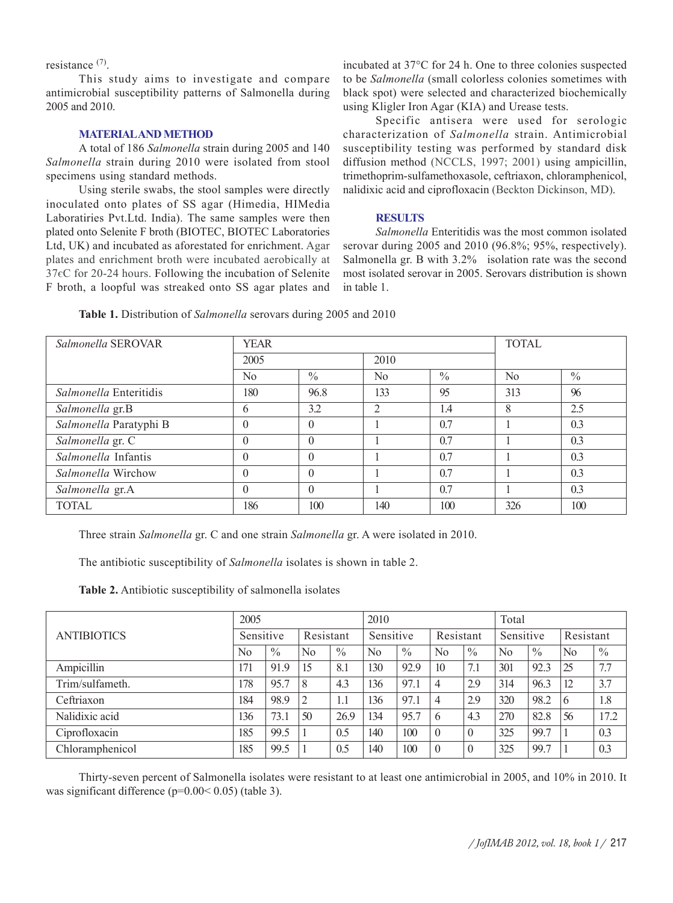resistance [7].

This study aims to investigate and compare antimicrobial susceptibility patterns of Salmonella during 2005 and 2010.

## MATERIAL AND METHOD

A total of 186 *Salmonella* strain during 2005 and 140 *Salmonella* strain during 2010 were isolated from stool specimens using standard methods.

Using sterile swabs, the stool samples were directly inoculated onto plates of SS agar (Himedia, HIMedia Laboratiries Pvt.Ltd. India). The same samples were then plated onto Selenite F broth (BIOTEC, BIOTEC Laboratories Ltd, UK) and incubated as aforestated for enrichment. Agar plates and enrichment broth were incubated aerobically at 37єC for 20-24 hours. Following the incubation of Selenite F broth, a loopful was streaked onto SS agar plates and incubated at 37°C for 24 h. One to three colonies suspected to be *Salmonella* (small colorless colonies sometimes with black spot) were selected and characterized biochemically using Kligler Iron Agar (KIA) and Urease tests.

Specific antisera were used for serologic characterization of *Salmonella* strain. Antimicrobial susceptibility testing was performed by standard disk diffusion method (NCCLS, 1997; 2001) using ampicillin, trimethoprim-sulfamethoxasole, ceftriaxon, chloramphenicol, nalidixic acid and ciprofloxacin (Beckton Dickinson, MD).

## RESULTS

*Salmonella* Enteritidis was the most common isolated serovar during 2005 and 2010 (96.8%; 95%, respectively). Salmonella gr. B with 3.2% isolation rate was the second most isolated serovar in 2005. Serovars distribution is shown in table 1.

**Table 1.** Distribution of *Salmonella* serovars during 2005 and 2010

| *Salmonella* SEROVAR | YEAR | | | | TOTAL | |
|---|---|---|---|---|---|---|
| | 2005 | | 2010 | | | |
| | No | % | No | % | No | % |
| *Salmonella* Enteritidis | 180 | 96.8 | 133 | 95 | 313 | 96 |
| *Salmonella* gr.B | 6 | 3.2 | 2 | 1.4 | 8 | 2.5 |
| *Salmonella* Paratyphi B | 0 | 0 | 1 | 0.7 | 1 | 0.3 |
| *Salmonella* gr. C | 0 | 0 | 1 | 0.7 | 1 | 0.3 |
| *Salmonella* Infantis | 0 | 0 | 1 | 0.7 | 1 | 0.3 |
| *Salmonella* Wirchow | 0 | 0 | 1 | 0.7 | 1 | 0.3 |
| *Salmonella* gr.A | 0 | 0 | 1 | 0.7 | 1 | 0.3 |
| TOTAL | 186 | 100 | 140 | 100 | 326 | 100 |

Three strain *Salmonella* gr. C and one strain *Salmonella* gr. A were isolated in 2010.

The antibiotic susceptibility of *Salmonella* isolates is shown in table 2.

**Table 2.** Antibiotic susceptibility of salmonella isolates

| ANTIBIOTICS | 2005 | | | | 2010 | | | | Total | | | |
|---|---|---|---|---|---|---|---|---|---|---|---|---|
| | Sensitive | | Resistant | | Sensitive | | Resistant | | Sensitive | | Resistant | |
| | No | % | No | % | No | % | No | % | No | % | No | % |
| Ampicillin | 171 | 91.9 | 15 | 8.1 | 130 | 92.9 | 10 | 7.1 | 301 | 92.3 | 25 | 7.7 |
| Trim/sulfameth. | 178 | 95.7 | 8 | 4.3 | 136 | 97.1 | 4 | 2.9 | 314 | 96.3 | 12 | 3.7 |
| Ceftriaxon | 184 | 98.9 | 2 | 1.1 | 136 | 97.1 | 4 | 2.9 | 320 | 98.2 | 6 | 1.8 |
| Nalidixic acid | 136 | 73.1 | 50 | 26.9 | 134 | 95.7 | 6 | 4.3 | 270 | 82.8 | 56 | 17.2 |
| Ciprofloxacin | 185 | 99.5 | 1 | 0.5 | 140 | 100 | 0 | 0 | 325 | 99.7 | 1 | 0.3 |
| Chloramphenicol | 185 | 99.5 | 1 | 0.5 | 140 | 100 | 0 | 0 | 325 | 99.7 | 1 | 0.3 |

Thirty-seven percent of Salmonella isolates were resistant to at least one antimicrobial in 2005, and 10% in 2010. It was significant difference ($p=0.00< 0.05$) (table 3).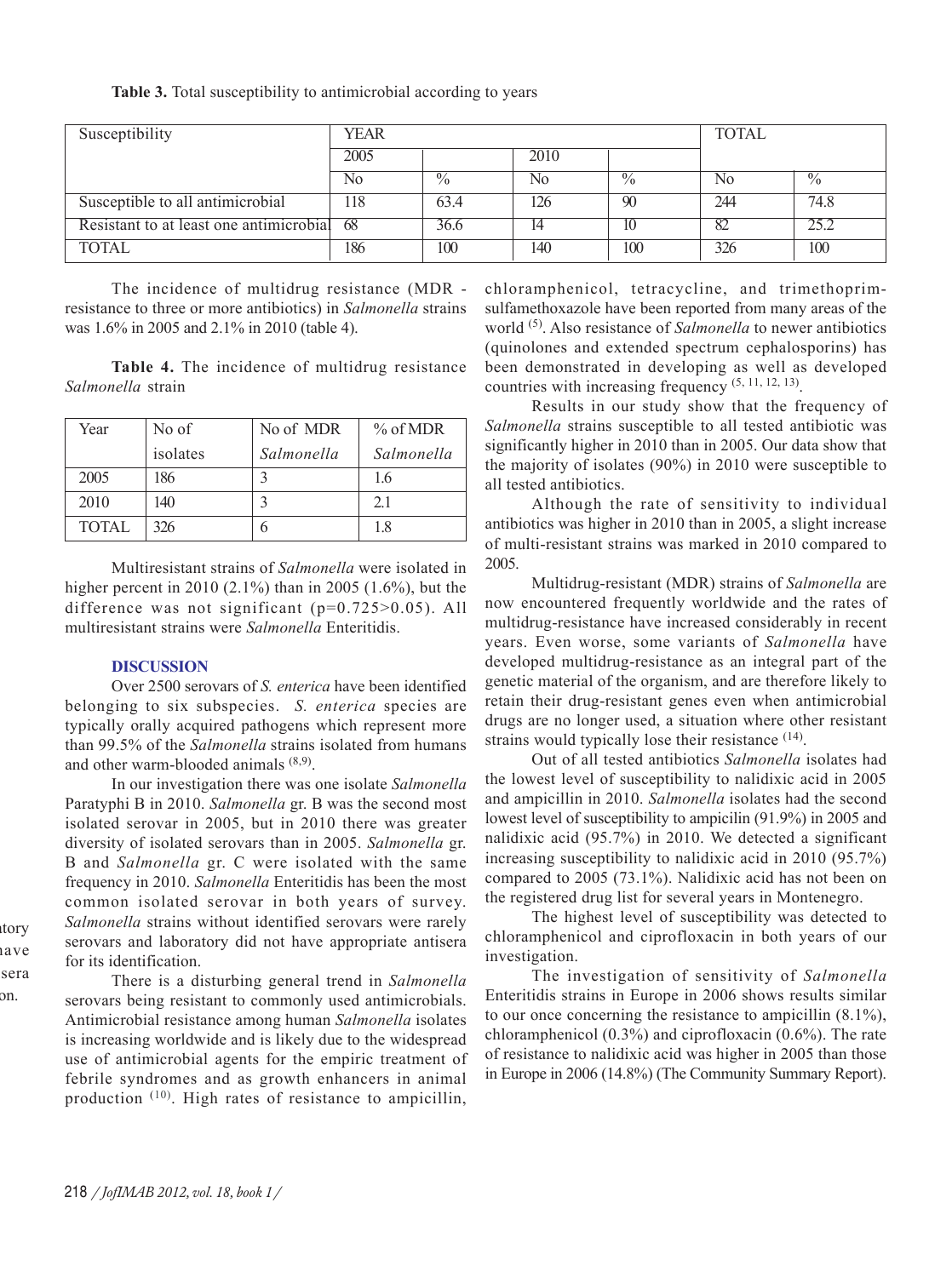**Table 3.** Total susceptibility to antimicrobial according to years

| Susceptibility | YEAR | | | | TOTAL | |
|---|---|---|---|---|---|---|
| | 2005 | | 2010 | | | |
| | No | % | No | % | No | % |
| Susceptible to all antimicrobial | 118 | 63.4 | 126 | 90 | 244 | 74.8 |
| Resistant to at least one antimicrobial | 68 | 36.6 | 14 | 10 | 82 | 25.2 |
| TOTAL | 186 | 100 | 140 | 100 | 326 | 100 |

The incidence of multidrug resistance (MDR - resistance to three or more antibiotics) in *Salmonella* strains was 1.6% in 2005 and 2.1% in 2010 (table 4).

**Table 4.** The incidence of multidrug resistance *Salmonella* strain

| Year | No of isolates | No of MDR *Salmonella* | % of MDR *Salmonella* |
|---|---|---|---|
| 2005 | 186 | 3 | 1.6 |
| 2010 | 140 | 3 | 2.1 |
| TOTAL | 326 | 6 | 1.8 |

Multiresistant strains of *Salmonella* were isolated in higher percent in 2010 (2.1%) than in 2005 (1.6%), but the difference was not significant ($p=0.725>0.05$). All multiresistant strains were *Salmonella* Enteritidis.

## DISCUSSION

Over 2500 serovars of *S. enterica* have been identified belonging to six subspecies. *S. enterica* species are typically orally acquired pathogens which represent more than 99.5% of the *Salmonella* strains isolated from humans and other warm-blooded animals [8,9].

In our investigation there was one isolate *Salmonella* Paratyphi B in 2010. *Salmonella* gr. B was the second most isolated serovar in 2005, but in 2010 there was greater diversity of isolated serovars than in 2005. *Salmonella* gr. B and *Salmonella* gr. C were isolated with the same frequency in 2010. *Salmonella* Enteritidis has been the most common isolated serovar in both years of survey. *Salmonella* strains without identified serovars were rarely serovars and laboratory did not have appropriate antisera for its identification.

There is a disturbing general trend in *Salmonella* serovars being resistant to commonly used antimicrobials. Antimicrobial resistance among human *Salmonella* isolates is increasing worldwide and is likely due to the widespread use of antimicrobial agents for the empiric treatment of febrile syndromes and as growth enhancers in animal production [10]. High rates of resistance to ampicillin, chloramphenicol, tetracycline, and trimethoprim-sulfamethoxazole have been reported from many areas of the world [5]. Also resistance of *Salmonella* to newer antibiotics (quinolones and extended spectrum cephalosporins) has been demonstrated in developing as well as developed countries with increasing frequency [5, 11, 12, 13].

Results in our study show that the frequency of *Salmonella* strains susceptible to all tested antibiotic was significantly higher in 2010 than in 2005. Our data show that the majority of isolates (90%) in 2010 were susceptible to all tested antibiotics.

Although the rate of sensitivity to individual antibiotics was higher in 2010 than in 2005, a slight increase of multi-resistant strains was marked in 2010 compared to 2005.

Multidrug-resistant (MDR) strains of *Salmonella* are now encountered frequently worldwide and the rates of multidrug-resistance have increased considerably in recent years. Even worse, some variants of *Salmonella* have developed multidrug-resistance as an integral part of the genetic material of the organism, and are therefore likely to retain their drug-resistant genes even when antimicrobial drugs are no longer used, a situation where other resistant strains would typically lose their resistance [14].

Out of all tested antibiotics *Salmonella* isolates had the lowest level of susceptibility to nalidixic acid in 2005 and ampicillin in 2010. *Salmonella* isolates had the second lowest level of susceptibility to ampicilin (91.9%) in 2005 and nalidixic acid (95.7%) in 2010. We detected a significant increasing susceptibility to nalidixic acid in 2010 (95.7%) compared to 2005 (73.1%). Nalidixic acid has not been on the registered drug list for several years in Montenegro.

The highest level of susceptibility was detected to chloramphenicol and ciprofloxacin in both years of our investigation.

The investigation of sensitivity of *Salmonella* Enteritidis strains in Europe in 2006 shows results similar to our once concerning the resistance to ampicillin (8.1%), chloramphenicol (0.3%) and ciprofloxacin (0.6%). The rate of resistance to nalidixic acid was higher in 2005 than those in Europe in 2006 (14.8%) (The Community Summary Report).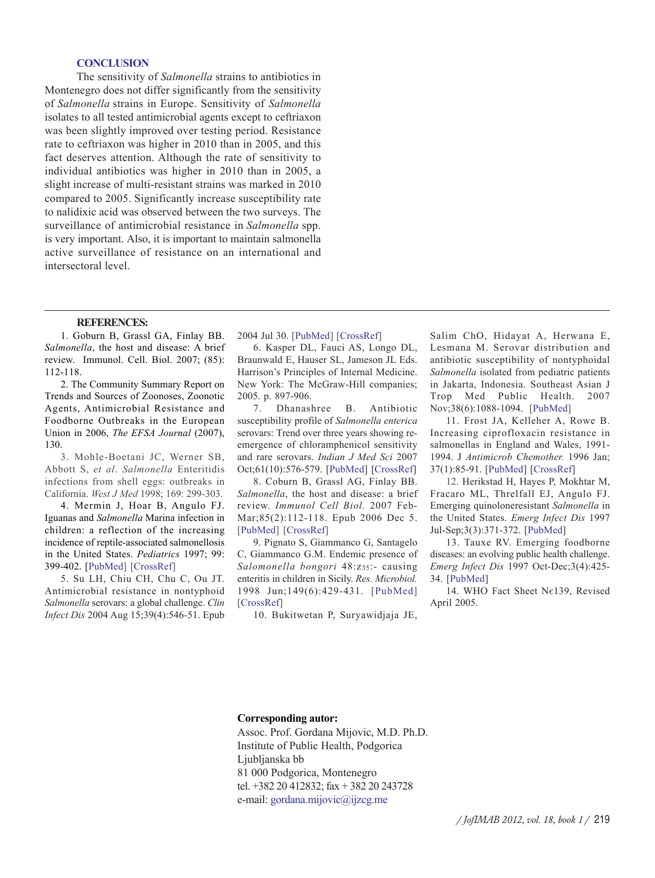## CONCLUSION

The sensitivity of *Salmonella* strains to antibiotics in Montenegro does not differ significantly from the sensitivity of *Salmonella* strains in Europe. Sensitivity of *Salmonella* isolates to all tested antimicrobial agents except to ceftriaxon was been slightly improved over testing period. Resistance rate to ceftriaxon was higher in 2010 than in 2005, and this fact deserves attention. Although the rate of sensitivity to individual antibiotics was higher in 2010 than in 2005, a slight increase of multi-resistant strains was marked in 2010 compared to 2005. Significantly increase susceptibility rate to nalidixic acid was observed between the two surveys. The surveillance of antimicrobial resistance in *Salmonella* spp. is very important. Also, it is important to maintain salmonella active surveillance of resistance on an international and intersectoral level.

## REFERENCES:

1. Goburn B, Grassl GA, Finlay BB. *Salmonella*, the host and disease: A brief review. Immunol. Cell. Biol. 2007; (85): 112-118.
2. The Community Summary Report on Trends and Sources of Zoonoses, Zoonotic Agents, Antimicrobial Resistance and Foodborne Outbreaks in the European Union in 2006, *The EFSA Journal* (2007), 130.
3. Mohle-Boetani JC, Werner SB, Abbott S, *et al*. *Salmonella* Enteritidis infections from shell eggs: outbreaks in California. *West J Med* 1998; 169: 299-303.
4. Mermin J, Hoar B, Angulo FJ. Iguanas and *Salmonella* Marina infection in children: a reflection of the increasing incidence of reptile-associated salmonellosis in the United States. *Pediatrics* 1997; 99: 399-402. [PubMed] [CrossRef]
5. Su LH, Chiu CH, Chu C, Ou JT. Antimicrobial resistance in nontyphoid *Salmonella* serovars: a global challenge. *Clin Infect Dis* 2004 Aug 15;39(4):546-51. Epub 2004 Jul 30. [PubMed] [CrossRef]
6. Kasper DL, Fauci AS, Longo DL, Braunwald E, Hauser SL, Jameson JL Eds. Harrison's Principles of Internal Medicine. New York: The McGraw-Hill companies; 2005. p. 897-906.
7. Dhanashree B. Antibiotic susceptibility profile of *Salmonella enterica* serovars: Trend over three years showing re-emergence of chloramphenicol sensitivity and rare serovars. *Indian J Med Sci* 2007 Oct;61(10):576-579. [PubMed] [CrossRef]
8. Coburn B, Grassl AG, Finlay BB. *Salmonella*, the host and disease: a brief review. *Immunol Cell Biol.* 2007 Feb-Mar;85(2):112-118. Epub 2006 Dec 5. [PubMed] [CrossRef]
9. Pignato S, Giammanco G, Santagelo C, Giammanco G.M. Endemic presence of *Salomonella bongori* 48:$z_{35}$:- causing enteritis in children in Sicily. *Res. Microbiol.* 1998 Jun;149(6):429-431. [PubMed] [CrossRef]
10. Bukitwetan P, Suryawidjaja JE, Salim ChO, Hidayat A, Herwana E, Lesmana M. Serovar distribution and antibiotic susceptibility of nontyphoidal *Salmonella* isolated from pediatric patients in Jakarta, Indonesia. Southeast Asian J Trop Med Public Health. 2007 Nov;38(6):1088-1094. [PubMed]
11. Frost JA, Kelleher A, Rowe B. Increasing ciprofloxacin resistance in salmonellas in England and Wales, 1991-1994. J *Antimicrob Chemother.* 1996 Jan; 37(1):85-91. [PubMed] [CrossRef]
12. Herikstad H, Hayes P, Mokhtar M, Fracaro ML, Threlfall EJ, Angulo FJ. Emerging quinoloneresistant *Salmonella* in the United States. *Emerg Infect Dis* 1997 Jul-Sep;3(3):371-372. [PubMed]
13. Tauxe RV. Emerging foodborne diseases: an evolving public health challenge. *Emerg Infect Dis* 1997 Oct-Dec;3(4):425-34. [PubMed]
14. WHO Fact Sheet №139, Revised April 2005.

**Corresponding autor:**
Assoc. Prof. Gordana Mijovic, M.D. Ph.D.
Institute of Public Health, Podgorica
Ljubljanska bb
81 000 Podgorica, Montenegro
tel. +382 20 412832; fax + 382 20 243728
e-mail: gordana.mijovic@ijzcg.me